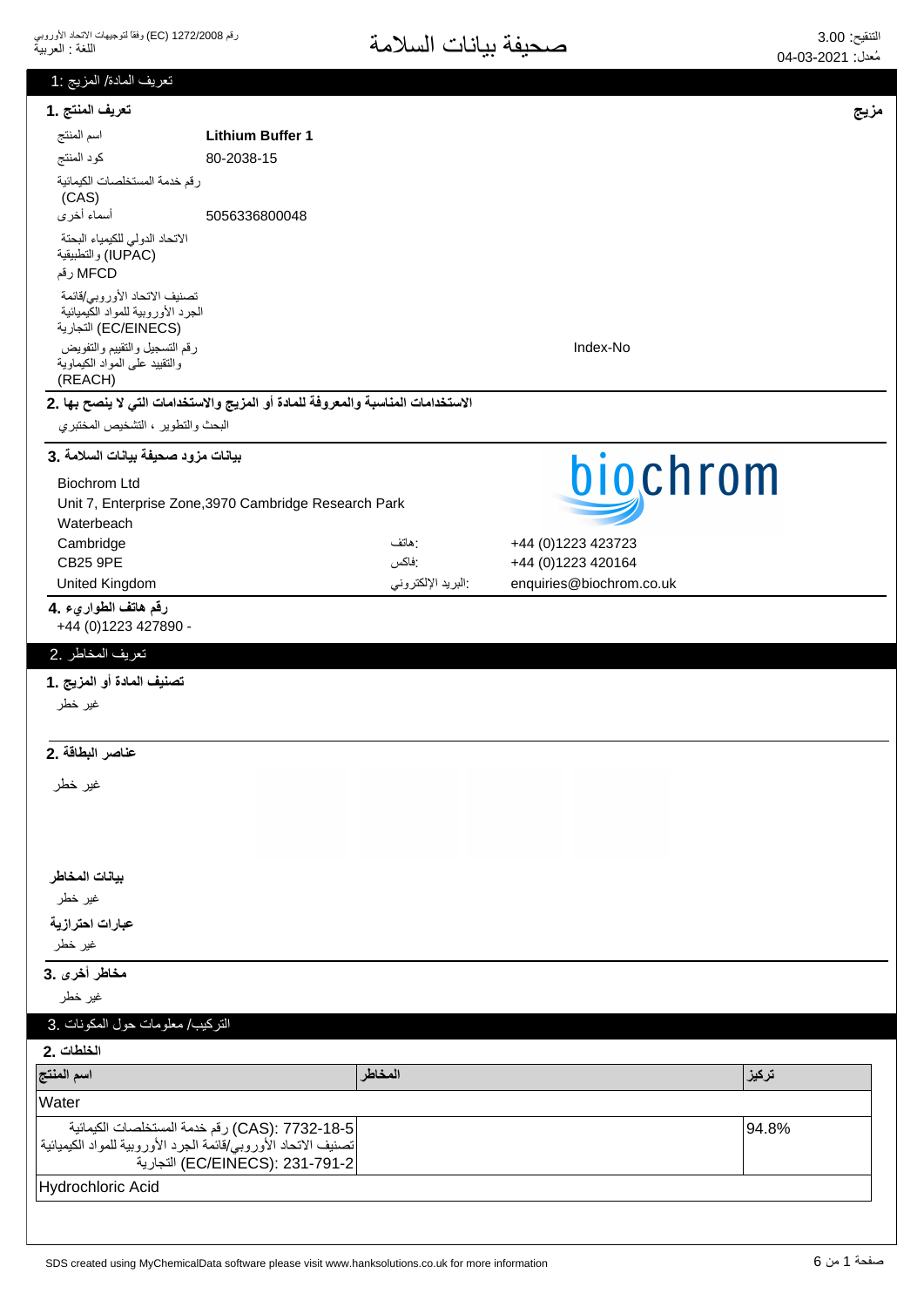# صحيفة بيانات السلامة

رقم 1272/2008 (EC) وفقاً لتوجيهات الاتحاد الأوروبي
اللغة : العربية

التنقيح: 3.00
مُعدل: 04-03-2021

## تعريف المادة/ المزيج :1

### تعريف المنتج .1

**مزيج**

| | |
|---|---|
| اسم المنتج | **Lithium Buffer 1** |
| كود المنتج | 80-2038-15 |
| رقم خدمة المستخلصات الكيمائية (CAS) | |
| أسماء أخرى | 5056336800048 |
| الاتحاد الدولي للكيمياء البحتة والتطبيقية (IUPAC) | |
| رقم MFCD | |
| تصنيف الاتحاد الأوروبي/قائمة الجرد الأوروبية للمواد الكيميائية التجارية (EC/EINECS) | |
| رقم التسجيل والتقييم والتفويض والتقييد على المواد الكيماوية (REACH) | Index-No |

### الاستخدامات المناسبة والمعروفة للمادة أو المزيج والاستخدامات التي لا ينصح بها .2

البحث والتطوير ، التشخيص المختبري

### بيانات مزود صحيفة بيانات السلامة .3

Biochrom Ltd
Unit 7, Enterprise Zone,3970 Cambridge Research Park
Waterbeach
Cambridge
CB25 9PE
United Kingdom

هاتف: +44 (0)1223 423723
فاكس: +44 (0)1223 420164
البريد الإلكتروني: enquiries@biochrom.co.uk

### رقم هاتف الطوارىء .4

+44 (0)1223 427890 -

## تعريف المخاطر .2

### تصنيف المادة أو المزيج .1

غير خطر

### عناصر البطاقة .2

غير خطر

**بيانات المخاطر**

غير خطر

**عبارات احترازية**

غير خطر

### مخاطر أخرى .3

غير خطر

## التركيب/ معلومات حول المكونات .3

### الخلطات .2

| اسم المنتج | المخاطر | تركيز |
|---|---|---|
| Water | | |
| رقم خدمة المستخلصات الكيمائية (CAS): 7732-18-5<br>تصنيف الاتحاد الأوروبي/قائمة الجرد الأوروبية للمواد الكيميائية التجارية (EC/EINECS): 231-791-2 | | 94.8% |
| Hydrochloric Acid | | |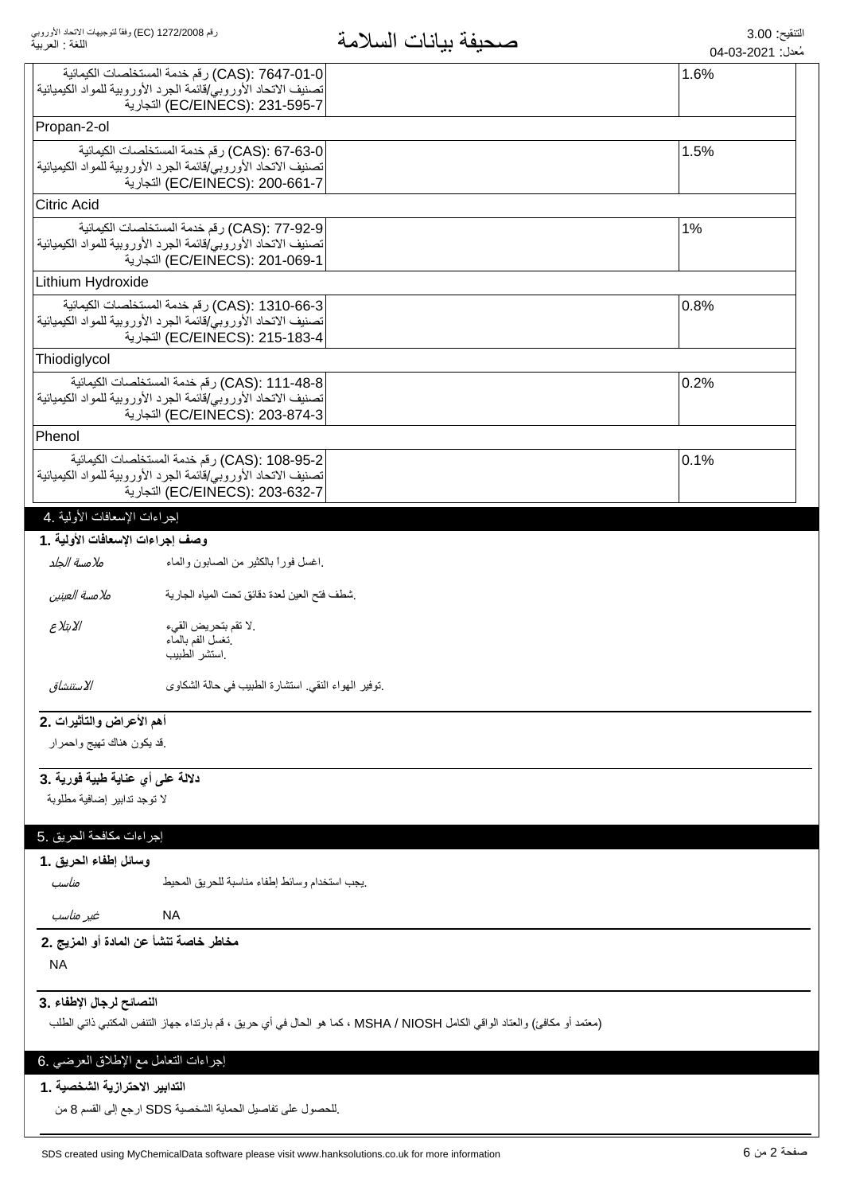| | |
|---|---|
| (CAS): 7647-01-0 رقم خدمة المستخلصات الكيمائية<br>تصنيف الاتحاد الأوروبي/قائمة الجرد الأوروبية للمواد الكيميائية<br>(EC/EINECS): 231-595-7 التجارية | 1.6% |
| Propan-2-ol | |
| (CAS): 67-63-0 رقم خدمة المستخلصات الكيمائية<br>تصنيف الاتحاد الأوروبي/قائمة الجرد الأوروبية للمواد الكيميائية<br>(EC/EINECS): 200-661-7 التجارية | 1.5% |
| Citric Acid | |
| (CAS): 77-92-9 رقم خدمة المستخلصات الكيمائية<br>تصنيف الاتحاد الأوروبي/قائمة الجرد الأوروبية للمواد الكيميائية<br>(EC/EINECS): 201-069-1 التجارية | 1% |
| Lithium Hydroxide | |
| (CAS): 1310-66-3 رقم خدمة المستخلصات الكيمائية<br>تصنيف الاتحاد الأوروبي/قائمة الجرد الأوروبية للمواد الكيميائية<br>(EC/EINECS): 215-183-4 التجارية | 0.8% |
| Thiodiglycol | |
| (CAS): 111-48-8 رقم خدمة المستخلصات الكيمائية<br>تصنيف الاتحاد الأوروبي/قائمة الجرد الأوروبية للمواد الكيميائية<br>(EC/EINECS): 203-874-3 التجارية | 0.2% |
| Phenol | |
| (CAS): 108-95-2 رقم خدمة المستخلصات الكيمائية<br>تصنيف الاتحاد الأوروبي/قائمة الجرد الأوروبية للمواد الكيميائية<br>(EC/EINECS): 203-632-7 التجارية | 0.1% |

## 4. إجراءات الإسعافات الأولية

### 1. وصف إجراءات الإسعافات الأولية

*ملامسة الجلد* — اغسل فوراً بالكثير من الصابون والماء.

*ملامسة العينين* — شطف فتح العين لعدة دقائق تحت المياه الجارية.

*الابتلاع* — لا تقم بتحريض القيء.
تغسل الفم بالماء.
استشر الطبيب.

*الاستنشاق* — توفير الهواء النقي. استشارة الطبيب في حالة الشكاوى.

### 2. أهم الأعراض والتأثيرات

قد يكون هناك تهيج واحمرار.

### 3. دلالة على أي عناية طبية فورية

لا توجد تدابير إضافية مطلوبة

## 5. إجراءات مكافحة الحريق

### 1. وسائل إطفاء الحريق

*مناسب* — يجب استخدام وسائط إطفاء مناسبة للحريق المحيط.

*غير مناسب* — NA

### 2. مخاطر خاصة تنشأ عن المادة أو المزيج

NA

### 3. النصائح لرجال الإطفاء

(معتمد أو مكافئ) والعتاد الواقي الكامل MSHA / NIOSH ، كما هو الحال في أي حريق ، قم بارتداء جهاز التنفس المكتبي ذاتي الطلب

## 6. إجراءات التعامل مع الإطلاق العرضي

### 1. التدابير الاحترازية الشخصية

للحصول على تفاصيل الحماية الشخصية SDS ارجع إلى القسم 8 من.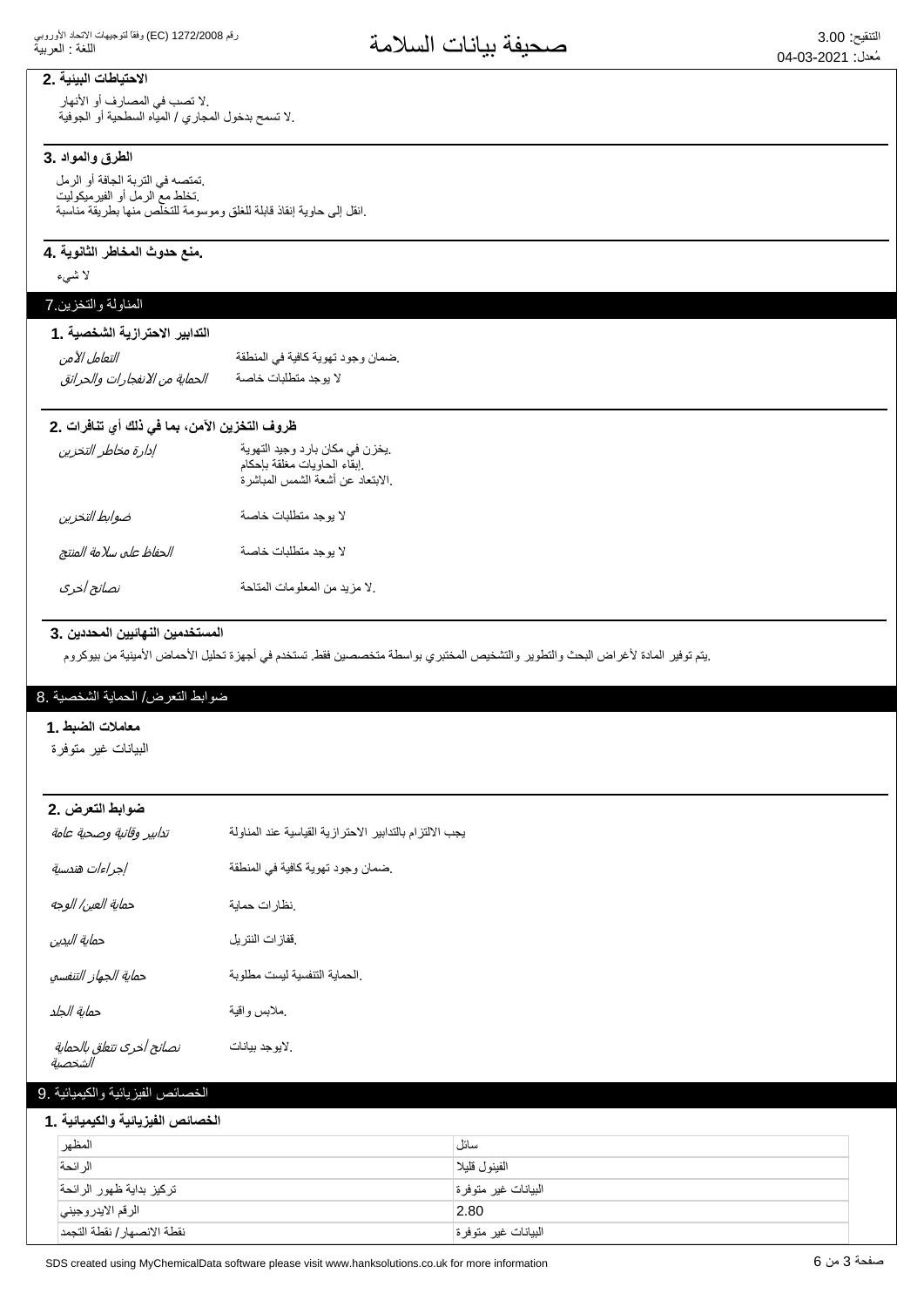### الاحتياطات البيئية .2

لا تصب في المصارف أو الأنهار.
لا تسمح بدخول المجاري / المياه السطحية أو الجوفية.

### الطرق والمواد .3

تمتصه في التربة الجافة أو الرمل.
تخلط مع الرمل أو الفيرميكوليت.
انقل إلى حاوية إنقاذ قابلة للغلق وموسومة للتخلص منها بطريقة مناسبة.

### منع حدوث المخاطر الثانوية .4.

لا شيء

## المناولة والتخزين.7

### التدابير الاحترازية الشخصية .1

| | |
|---|---|
| *التعامل الآمن* | ضمان وجود تهوية كافية في المنطقة. |
| *الحماية من الانفجارات والحرائق* | لا يوجد متطلبات خاصة |

### ظروف التخزين الآمن، بما في ذلك أي تنافرات .2

| | |
|---|---|
| *إدارة مخاطر التخزين* | يخزن في مكان بارد وجيد التهوية.<br>إبقاء الحاويات مغلقة بإحكام.<br>الابتعاد عن أشعة الشمس المباشرة. |
| *ضوابط التخزين* | لا يوجد متطلبات خاصة |
| *الحفاظ على سلامة المنتج* | لا يوجد متطلبات خاصة |
| *نصائح أخرى* | لا مزيد من المعلومات المتاحة. |

### المستخدمين النهائيين المحددين .3

يتم توفير المادة لأغراض البحث والتطوير والتشخيص المختبري بواسطة متخصصين فقط. تستخدم في أجهزة تحليل الأحماض الأمينية من بيوكروم.

## ضوابط التعرض/ الحماية الشخصية .8

### معاملات الضبط .1

البيانات غير متوفرة

### ضوابط التعرض .2

| | |
|---|---|
| *تدابير وقائية وصحية عامة* | يجب الالتزام بالتدابير الاحترازية القياسية عند المناولة |
| *إجراءات هندسية* | ضمان وجود تهوية كافية في المنطقة. |
| *حماية العين/ الوجه* | نظارات حماية. |
| *حماية اليدين* | قفازات النتريل. |
| *حماية الجهاز التنفسي* | الحماية التنفسية ليست مطلوبة. |
| *حماية الجلد* | ملابس واقية. |
| *نصائح أخرى تتعلق بالحماية الشخصية* | لايوجد بيانات. |

## الخصائص الفيزيائية والكيميائية .9

### الخصائص الفيزيائية والكيميائية .1

| | |
|---|---|
| المظهر | سائل |
| الرائحة | الفينول قليلا |
| تركيز بداية ظهور الرائحة | البيانات غير متوفرة |
| الرقم الايدروجيني | 2.80 |
| نقطة الانصهار/ نقطة التجمد | البيانات غير متوفرة |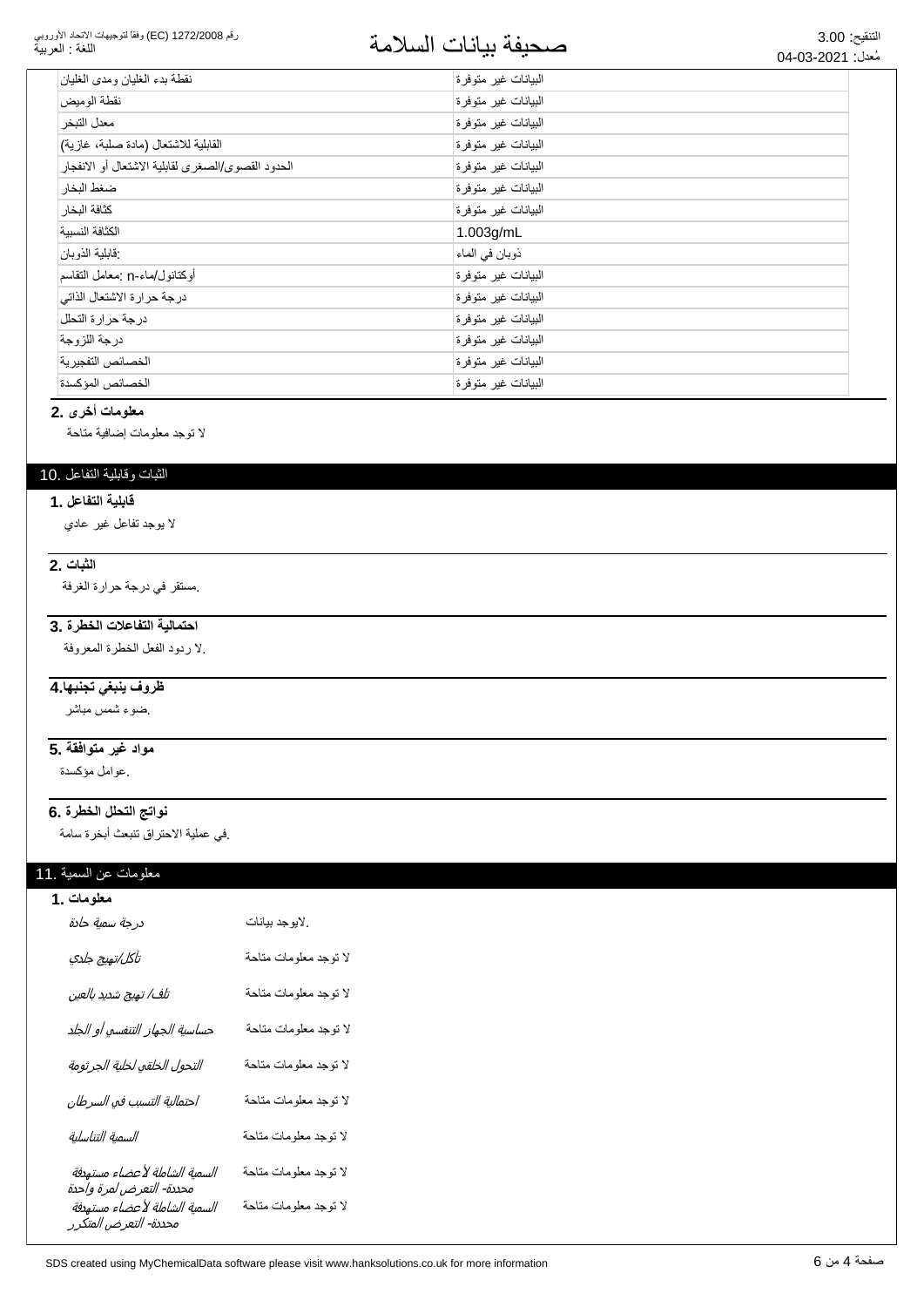| | |
|---|---|
| نقطة بدء الغليان ومدى الغليان | البيانات غير متوفرة |
| نقطة الوميض | البيانات غير متوفرة |
| معدل التبخر | البيانات غير متوفرة |
| القابلية للاشتعال (مادة صلبة، غازية) | البيانات غير متوفرة |
| الحدود القصوى/الصغرى لقابلية الاشتعال أو الانفجار | البيانات غير متوفرة |
| ضغط البخار | البيانات غير متوفرة |
| كثافة البخار | البيانات غير متوفرة |
| الكثافة النسبية | 1.003g/mL |
| قابلية الذوبان: | ذوبان في الماء |
| معامل التقاسم: n-أوكتانول/ماء | البيانات غير متوفرة |
| درجة حرارة الاشتعال الذاتي | البيانات غير متوفرة |
| درجة حرارة التحلل | البيانات غير متوفرة |
| درجة اللزوجة | البيانات غير متوفرة |
| الخصائص التفجيرية | البيانات غير متوفرة |
| الخصائص المؤكسدة | البيانات غير متوفرة |

### 2. معلومات أخرى

لا توجد معلومات إضافية متاحة

## 10. الثبات وقابلية التفاعل

### 1. قابلية التفاعل

لا يوجد تفاعل غير عادي

### 2. الثبات

مستقر في درجة حرارة الغرفة.

### 3. احتمالية التفاعلات الخطرة

لا ردود الفعل الخطرة المعروفة.

### 4. ظروف ينبغي تجنبها

ضوء شمس مباشر.

### 5. مواد غير متوافقة

عوامل مؤكسدة.

### 6. نواتج التحلل الخطرة

في عملية الاحتراق تنبعث أبخرة سامة.

## 11. معلومات عن السمية

### 1. معلومات

| | |
|---|---|
| *درجة سمية حادة* | لايوجد بيانات. |
| *تآكل/تهيج جلدي* | لا توجد معلومات متاحة |
| *تلف/ تهيج شديد بالعين* | لا توجد معلومات متاحة |
| *حساسية الجهاز التنفسي أو الجلد* | لا توجد معلومات متاحة |
| *التحول الخلقي لخلية الجرثومة* | لا توجد معلومات متاحة |
| *احتمالية التسبب في السرطان* | لا توجد معلومات متاحة |
| *السمية التناسلية* | لا توجد معلومات متاحة |
| *السمية الشاملة لأعضاء مستهدفة محددة- التعرض لمرة واحدة* | لا توجد معلومات متاحة |
| *السمية الشاملة لأعضاء مستهدفة محددة- التعرض المتكرر* | لا توجد معلومات متاحة |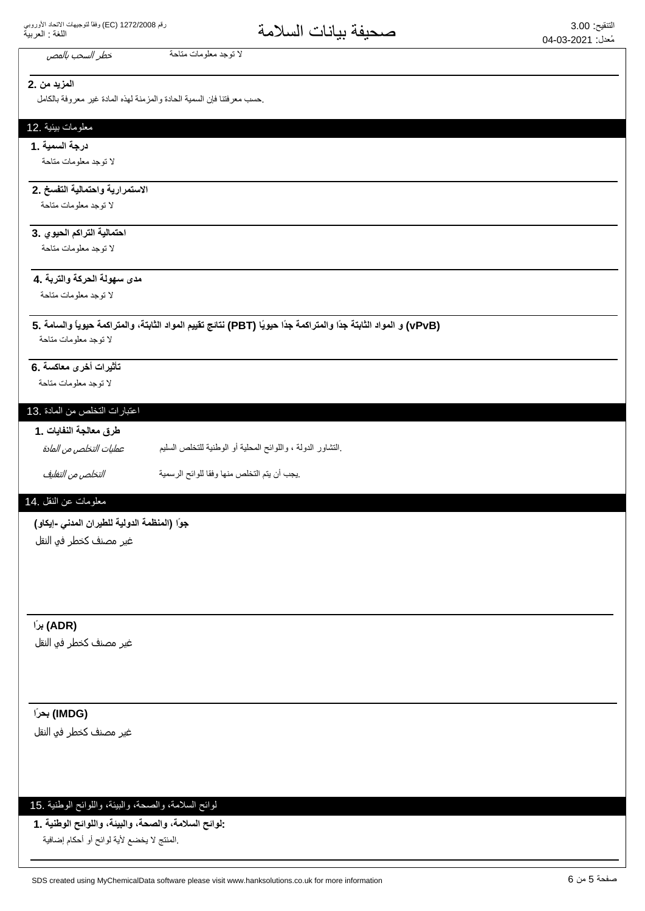| | |
|---|---|
| *خطر السحب بالمص* | لا توجد معلومات متاحة |

**2. المزيد من**

.حسب معرفتنا فإن السمية الحادة والمزمنة لهذه المادة غير معروفة بالكامل

## 12. معلومات بيئية

**1. درجة السمية**

لا توجد معلومات متاحة

**2. الاستمرارية واحتمالية التفسخ**

لا توجد معلومات متاحة

**3. احتمالية التراكم الحيوي**

لا توجد معلومات متاحة

**4. مدى سهولة الحركة والتربة**

لا توجد معلومات متاحة

**5. نتائج تقييم المواد الثابتة، والمتراكمة حيوياً والسامة (PBT) و المواد الثابتة جدًا والمتراكمة جدًا حيويًا (vPvB)**

لا توجد معلومات متاحة

**6. تأثيرات أخرى معاكسة**

لا توجد معلومات متاحة

## 13. اعتبارات التخلص من المادة

**1. طرق معالجة النفايات**

| | |
|---|---|
| *عمليات التخلص من المادة* | .التشاور الدولة ، واللوائح المحلية أو الوطنية للتخلص السليم |
| *التخلص من التغليف* | .يجب أن يتم التخلص منها وفقا للوائح الرسمية |

## 14. معلومات عن النقل

**جوًا (المنظمة الدولية للطيران المدني -إيكاو)**

غير مصنف كخطر في النقل

**برًا (ADR)**

غير مصنف كخطر في النقل

**بحرًا (IMDG)**

غير مصنف كخطر في النقل

## 15. لوائح السلامة، والصحة، والبيئة، واللوائح الوطنية

**1. لوائح السلامة، والصحة، والبيئة، واللوائح الوطنية:**

.المنتج لا يخضع لأية لوائح أو أحكام إضافية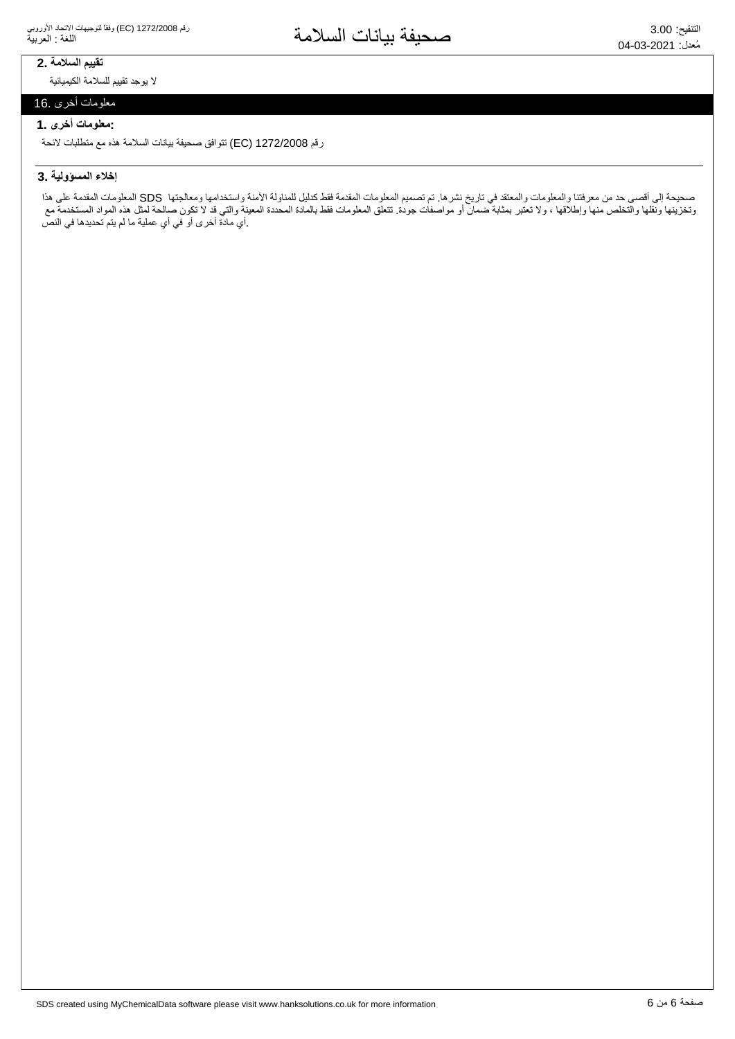**2. تقييم السلامة**

لا يوجد تقييم للسلامة الكيميائية

## 16. معلومات أخرى

**1. معلومات أخرى:**

رقم 2008/1272 (EC) تتوافق صحيفة بيانات السلامة هذه مع متطلبات لائحة

**3. إخلاء المسؤولية**

المعلومات المقدمة على هذا SDS صحيحة إلى أقصى حد من معرفتنا والمعلومات والمعتقد في تاريخ نشرها. تم تصميم المعلومات المقدمة فقط كدليل للمناولة الآمنة واستخدامها ومعالجتها وتخزينها ونقلها والتخلص منها وإطلاقها ، ولا تعتبر بمثابة ضمان أو مواصفات جودة. تتعلق المعلومات فقط بالمادة المحددة المعينة والتي قد لا تكون صالحة لمثل هذه المواد المستخدمة مع أي مادة أخرى أو في أي عملية ما لم يتم تحديدها في النص.